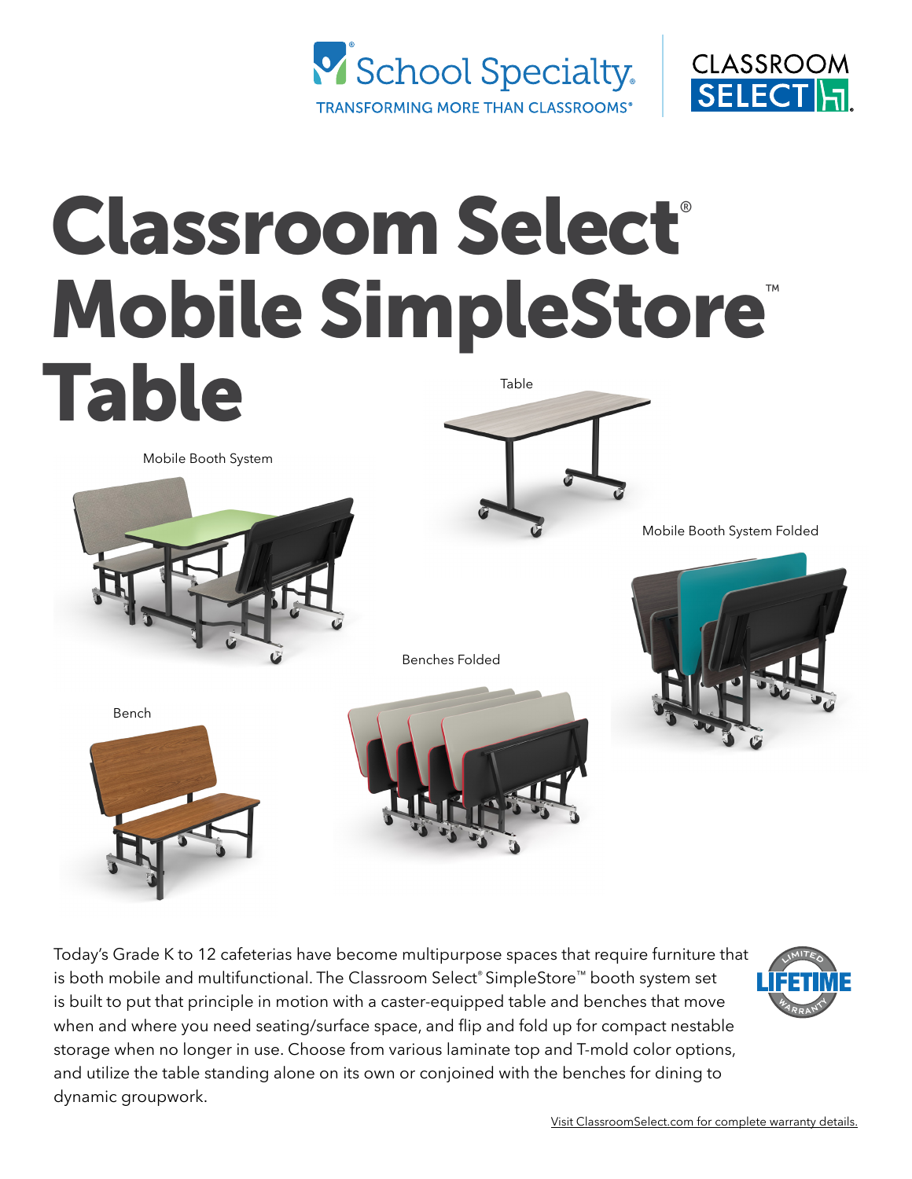School Specialty®
TRANSFORMING MORE THAN CLASSROOMS®

CLASSROOM SELECT

# Classroom Select® Mobile SimpleStore™ Table

Table

Mobile Booth System

Mobile Booth System Folded

Benches Folded

Bench

Today's Grade K to 12 cafeterias have become multipurpose spaces that require furniture that is both mobile and multifunctional. The Classroom Select® SimpleStore™ booth system set is built to put that principle in motion with a caster-equipped table and benches that move when and where you need seating/surface space, and flip and fold up for compact nestable storage when no longer in use. Choose from various laminate top and T-mold color options, and utilize the table standing alone on its own or conjoined with the benches for dining to dynamic groupwork.

LIMITED LIFETIME WARRANTY

Visit ClassroomSelect.com for complete warranty details.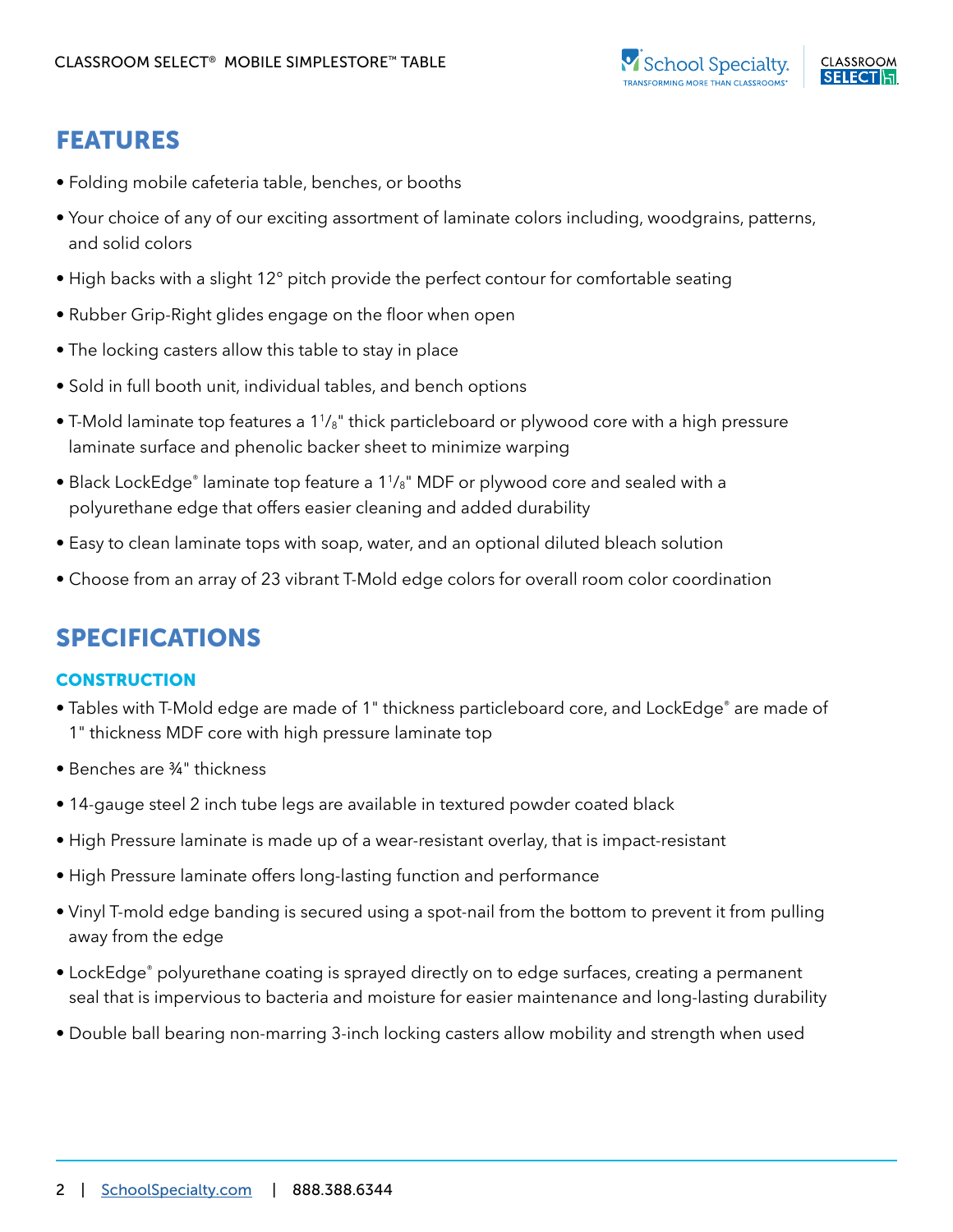## FEATURES

- Folding mobile cafeteria table, benches, or booths
- Your choice of any of our exciting assortment of laminate colors including, woodgrains, patterns, and solid colors
- High backs with a slight 12° pitch provide the perfect contour for comfortable seating
- Rubber Grip-Right glides engage on the floor when open
- The locking casters allow this table to stay in place
- Sold in full booth unit, individual tables, and bench options
- T-Mold laminate top features a 1¹/₈" thick particleboard or plywood core with a high pressure laminate surface and phenolic backer sheet to minimize warping
- Black LockEdge® laminate top feature a 1¹/₈" MDF or plywood core and sealed with a polyurethane edge that offers easier cleaning and added durability
- Easy to clean laminate tops with soap, water, and an optional diluted bleach solution
- Choose from an array of 23 vibrant T-Mold edge colors for overall room color coordination

## SPECIFICATIONS

### CONSTRUCTION

- Tables with T-Mold edge are made of 1" thickness particleboard core, and LockEdge® are made of 1" thickness MDF core with high pressure laminate top
- Benches are ¾" thickness
- 14-gauge steel 2 inch tube legs are available in textured powder coated black
- High Pressure laminate is made up of a wear-resistant overlay, that is impact-resistant
- High Pressure laminate offers long-lasting function and performance
- Vinyl T-mold edge banding is secured using a spot-nail from the bottom to prevent it from pulling away from the edge
- LockEdge® polyurethane coating is sprayed directly on to edge surfaces, creating a permanent seal that is impervious to bacteria and moisture for easier maintenance and long-lasting durability
- Double ball bearing non-marring 3-inch locking casters allow mobility and strength when used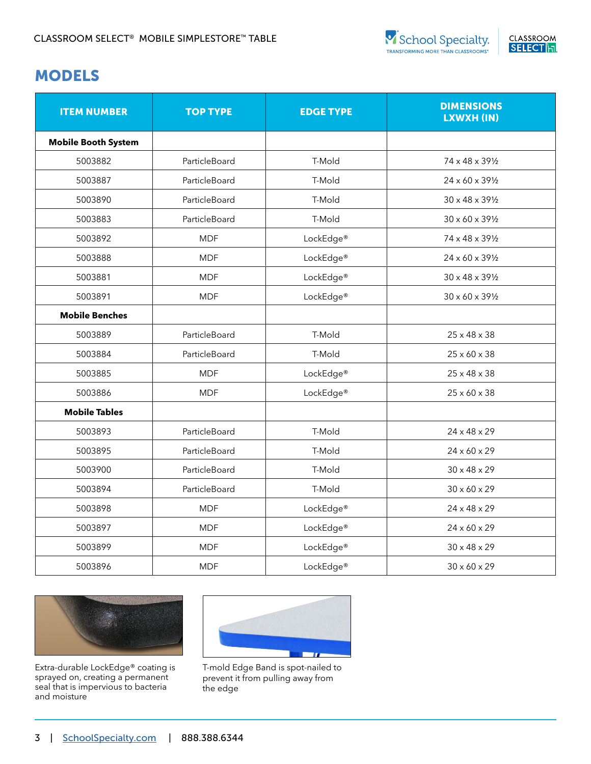## MODELS

| ITEM NUMBER | TOP TYPE | EDGE TYPE | DIMENSIONS LXWXH (IN) |
|---|---|---|---|
| **Mobile Booth System** | | | |
| 5003882 | ParticleBoard | T-Mold | 74 x 48 x 39½ |
| 5003887 | ParticleBoard | T-Mold | 24 x 60 x 39½ |
| 5003890 | ParticleBoard | T-Mold | 30 x 48 x 39½ |
| 5003883 | ParticleBoard | T-Mold | 30 x 60 x 39½ |
| 5003892 | MDF | LockEdge® | 74 x 48 x 39½ |
| 5003888 | MDF | LockEdge® | 24 x 60 x 39½ |
| 5003881 | MDF | LockEdge® | 30 x 48 x 39½ |
| 5003891 | MDF | LockEdge® | 30 x 60 x 39½ |
| **Mobile Benches** | | | |
| 5003889 | ParticleBoard | T-Mold | 25 x 48 x 38 |
| 5003884 | ParticleBoard | T-Mold | 25 x 60 x 38 |
| 5003885 | MDF | LockEdge® | 25 x 48 x 38 |
| 5003886 | MDF | LockEdge® | 25 x 60 x 38 |
| **Mobile Tables** | | | |
| 5003893 | ParticleBoard | T-Mold | 24 x 48 x 29 |
| 5003895 | ParticleBoard | T-Mold | 24 x 60 x 29 |
| 5003900 | ParticleBoard | T-Mold | 30 x 48 x 29 |
| 5003894 | ParticleBoard | T-Mold | 30 x 60 x 29 |
| 5003898 | MDF | LockEdge® | 24 x 48 x 29 |
| 5003897 | MDF | LockEdge® | 24 x 60 x 29 |
| 5003899 | MDF | LockEdge® | 30 x 48 x 29 |
| 5003896 | MDF | LockEdge® | 30 x 60 x 29 |

Extra-durable LockEdge® coating is sprayed on, creating a permanent seal that is impervious to bacteria and moisture

T-mold Edge Band is spot-nailed to prevent it from pulling away from the edge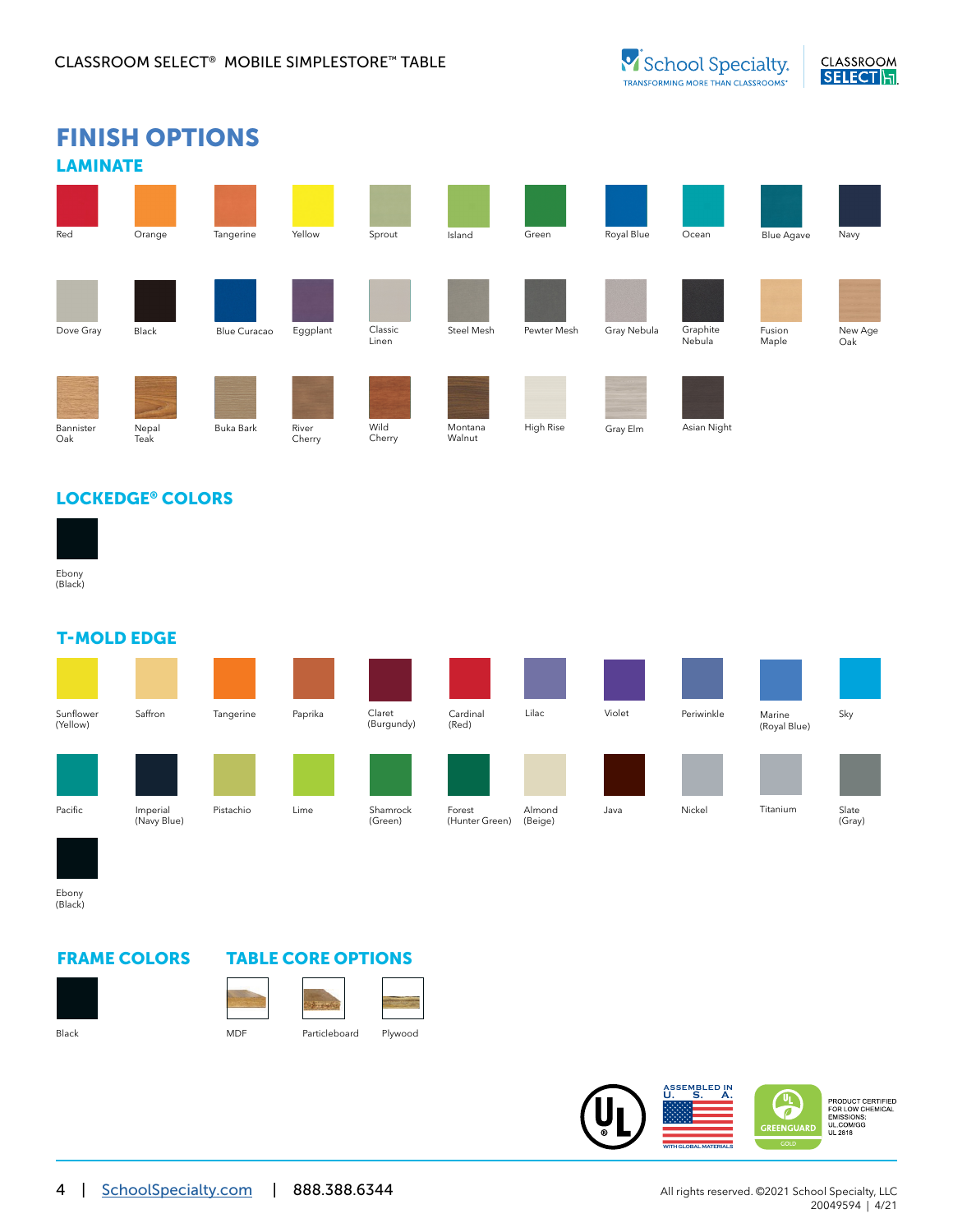# FINISH OPTIONS

## LAMINATE

Red, Orange, Tangerine, Yellow, Sprout, Island, Green, Royal Blue, Ocean, Blue Agave, Navy

Dove Gray, Black, Blue Curacao, Eggplant, Classic Linen, Steel Mesh, Pewter Mesh, Gray Nebula, Graphite Nebula, Fusion Maple, New Age Oak

Bannister Oak, Nepal Teak, Buka Bark, River Cherry, Wild Cherry, Montana Walnut, High Rise, Gray Elm, Asian Night

## LOCKEDGE® COLORS

Ebony (Black)

## T-MOLD EDGE

Sunflower (Yellow), Saffron, Tangerine, Paprika, Claret (Burgundy), Cardinal (Red), Lilac, Violet, Periwinkle, Marine (Royal Blue), Sky

Pacific, Imperial (Navy Blue), Pistachio, Lime, Shamrock (Green), Forest (Hunter Green), Almond (Beige), Java, Nickel, Titanium, Slate (Gray)

Ebony (Black)

## FRAME COLORS

Black

## TABLE CORE OPTIONS

MDF, Particleboard, Plywood

ASSEMBLED IN U. S. A. WITH GLOBAL MATERIALS

GREENGUARD GOLD

PRODUCT CERTIFIED FOR LOW CHEMICAL EMISSIONS: UL.COM/GG UL 2818

SchoolSpecialty.com | 888.388.6344

All rights reserved. ©2021 School Specialty, LLC
20049594 | 4/21